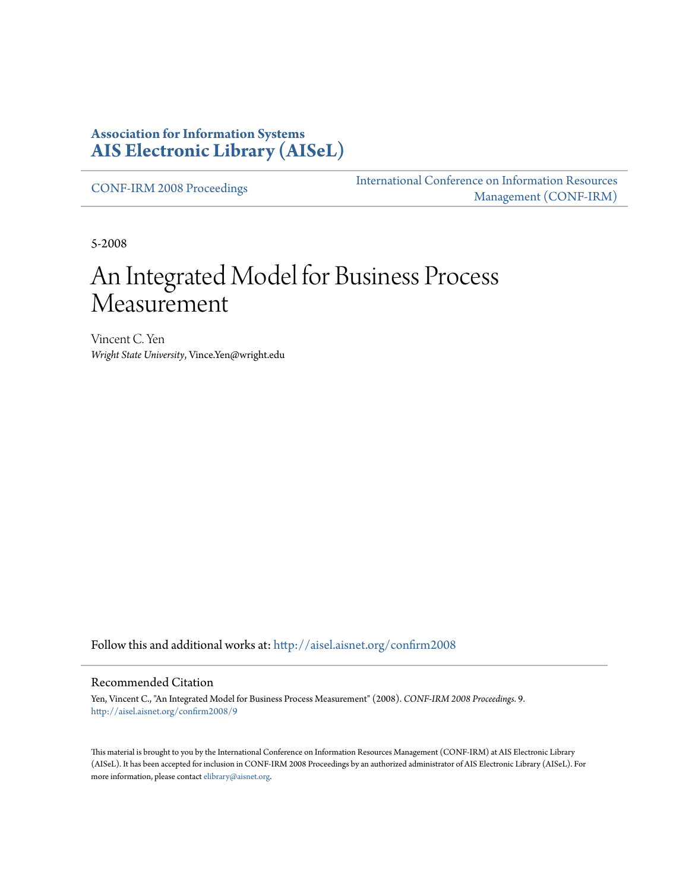**Association for Information Systems**
**AIS Electronic Library (AISeL)**

CONF-IRM 2008 Proceedings

International Conference on Information Resources Management (CONF-IRM)

5-2008

# An Integrated Model for Business Process Measurement

Vincent C. Yen
*Wright State University*, Vince.Yen@wright.edu

Follow this and additional works at: http://aisel.aisnet.org/confirm2008

## Recommended Citation

Yen, Vincent C., "An Integrated Model for Business Process Measurement" (2008). *CONF-IRM 2008 Proceedings*. 9.
http://aisel.aisnet.org/confirm2008/9

This material is brought to you by the International Conference on Information Resources Management (CONF-IRM) at AIS Electronic Library (AISeL). It has been accepted for inclusion in CONF-IRM 2008 Proceedings by an authorized administrator of AIS Electronic Library (AISeL). For more information, please contact elibrary@aisnet.org.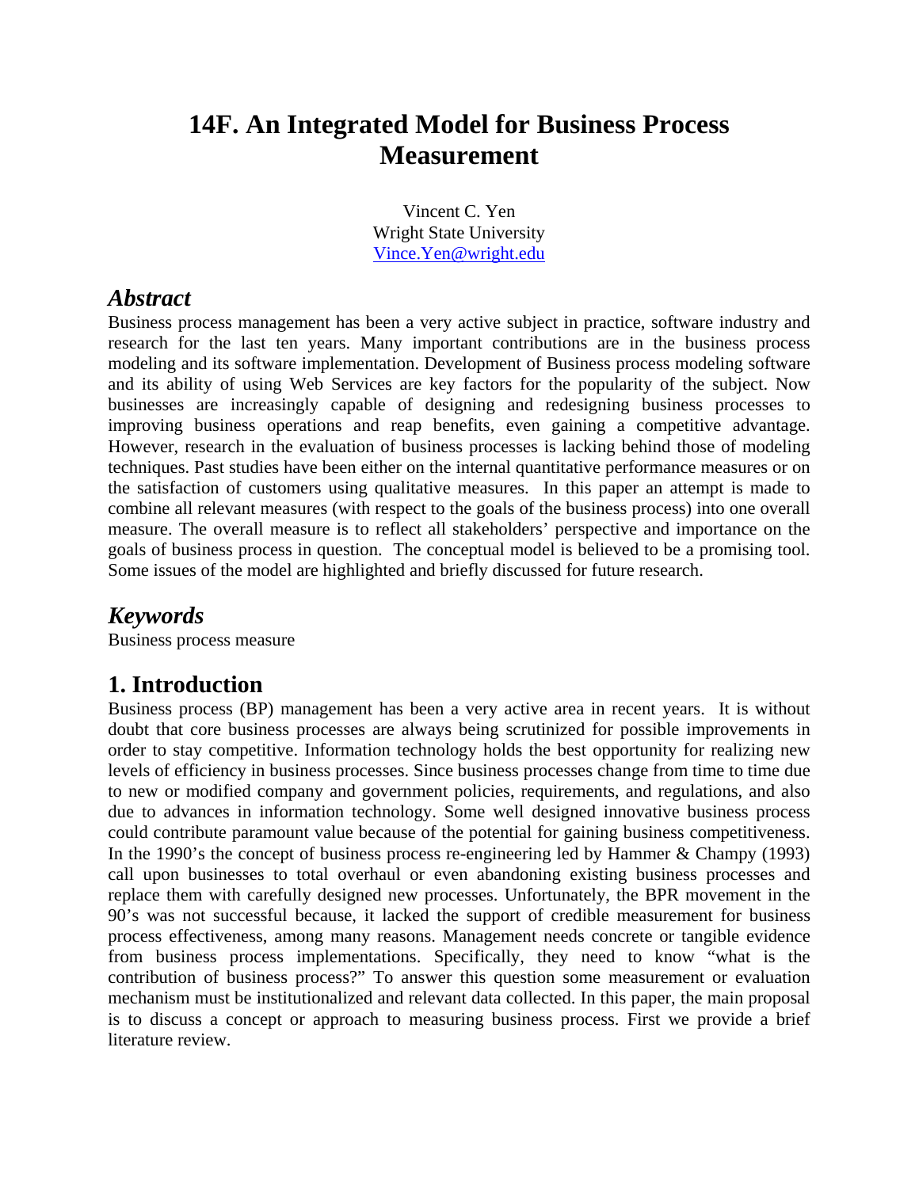# 14F. An Integrated Model for Business Process Measurement

Vincent C. Yen
Wright State University
Vince.Yen@wright.edu

## *Abstract*

Business process management has been a very active subject in practice, software industry and research for the last ten years. Many important contributions are in the business process modeling and its software implementation. Development of Business process modeling software and its ability of using Web Services are key factors for the popularity of the subject. Now businesses are increasingly capable of designing and redesigning business processes to improving business operations and reap benefits, even gaining a competitive advantage. However, research in the evaluation of business processes is lacking behind those of modeling techniques. Past studies have been either on the internal quantitative performance measures or on the satisfaction of customers using qualitative measures. In this paper an attempt is made to combine all relevant measures (with respect to the goals of the business process) into one overall measure. The overall measure is to reflect all stakeholders' perspective and importance on the goals of business process in question. The conceptual model is believed to be a promising tool. Some issues of the model are highlighted and briefly discussed for future research.

## *Keywords*

Business process measure

## 1. Introduction

Business process (BP) management has been a very active area in recent years. It is without doubt that core business processes are always being scrutinized for possible improvements in order to stay competitive. Information technology holds the best opportunity for realizing new levels of efficiency in business processes. Since business processes change from time to time due to new or modified company and government policies, requirements, and regulations, and also due to advances in information technology. Some well designed innovative business process could contribute paramount value because of the potential for gaining business competitiveness. In the 1990's the concept of business process re-engineering led by Hammer & Champy (1993) call upon businesses to total overhaul or even abandoning existing business processes and replace them with carefully designed new processes. Unfortunately, the BPR movement in the 90's was not successful because, it lacked the support of credible measurement for business process effectiveness, among many reasons. Management needs concrete or tangible evidence from business process implementations. Specifically, they need to know "what is the contribution of business process?" To answer this question some measurement or evaluation mechanism must be institutionalized and relevant data collected. In this paper, the main proposal is to discuss a concept or approach to measuring business process. First we provide a brief literature review.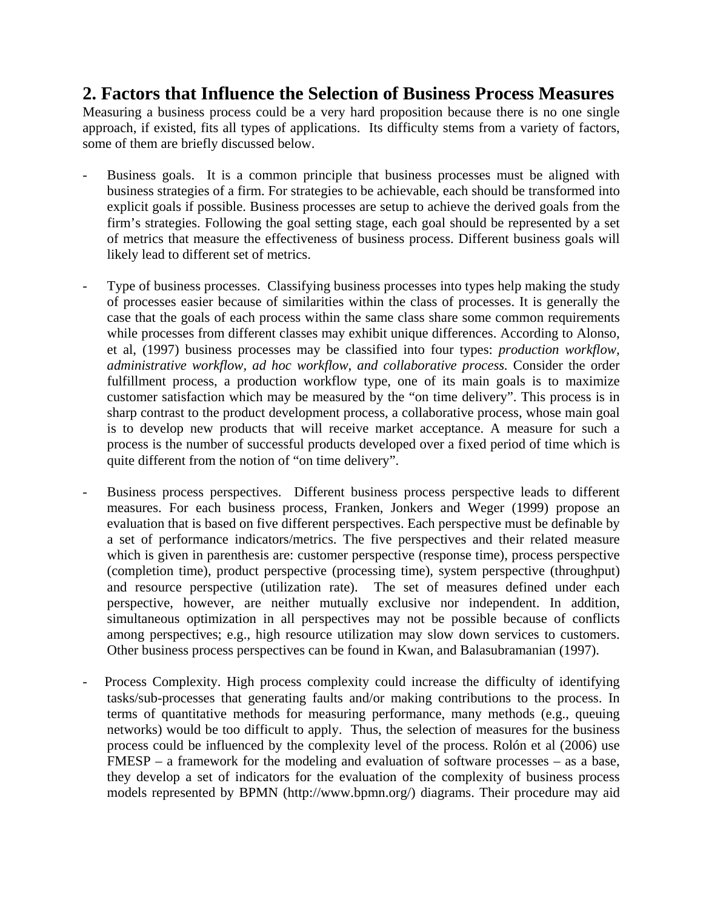## 2. Factors that Influence the Selection of Business Process Measures

Measuring a business process could be a very hard proposition because there is no one single approach, if existed, fits all types of applications. Its difficulty stems from a variety of factors, some of them are briefly discussed below.

- Business goals. It is a common principle that business processes must be aligned with business strategies of a firm. For strategies to be achievable, each should be transformed into explicit goals if possible. Business processes are setup to achieve the derived goals from the firm's strategies. Following the goal setting stage, each goal should be represented by a set of metrics that measure the effectiveness of business process. Different business goals will likely lead to different set of metrics.

- Type of business processes. Classifying business processes into types help making the study of processes easier because of similarities within the class of processes. It is generally the case that the goals of each process within the same class share some common requirements while processes from different classes may exhibit unique differences. According to Alonso, et al, (1997) business processes may be classified into four types: *production workflow, administrative workflow, ad hoc workflow, and collaborative process.* Consider the order fulfillment process, a production workflow type, one of its main goals is to maximize customer satisfaction which may be measured by the "on time delivery". This process is in sharp contrast to the product development process, a collaborative process, whose main goal is to develop new products that will receive market acceptance. A measure for such a process is the number of successful products developed over a fixed period of time which is quite different from the notion of "on time delivery".

- Business process perspectives. Different business process perspective leads to different measures. For each business process, Franken, Jonkers and Weger (1999) propose an evaluation that is based on five different perspectives. Each perspective must be definable by a set of performance indicators/metrics. The five perspectives and their related measure which is given in parenthesis are: customer perspective (response time), process perspective (completion time), product perspective (processing time), system perspective (throughput) and resource perspective (utilization rate). The set of measures defined under each perspective, however, are neither mutually exclusive nor independent. In addition, simultaneous optimization in all perspectives may not be possible because of conflicts among perspectives; e.g., high resource utilization may slow down services to customers. Other business process perspectives can be found in Kwan, and Balasubramanian (1997).

- Process Complexity. High process complexity could increase the difficulty of identifying tasks/sub-processes that generating faults and/or making contributions to the process. In terms of quantitative methods for measuring performance, many methods (e.g., queuing networks) would be too difficult to apply. Thus, the selection of measures for the business process could be influenced by the complexity level of the process. Rolón et al (2006) use FMESP – a framework for the modeling and evaluation of software processes – as a base, they develop a set of indicators for the evaluation of the complexity of business process models represented by BPMN (http://www.bpmn.org/) diagrams. Their procedure may aid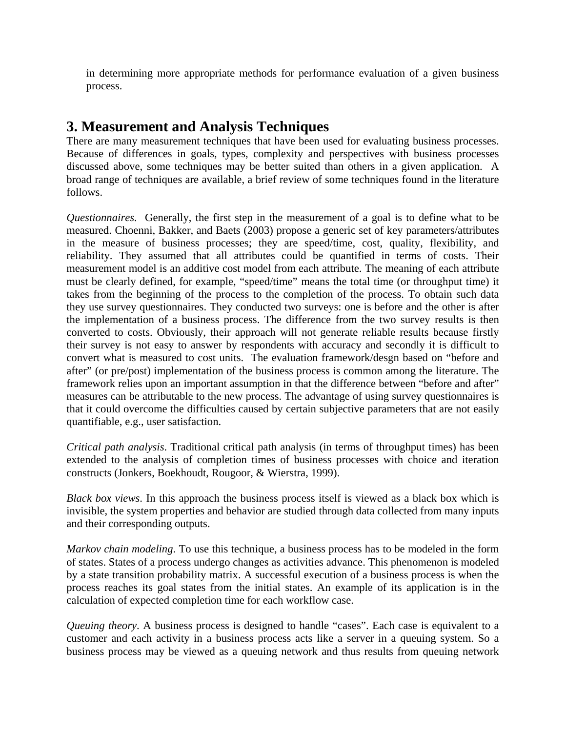in determining more appropriate methods for performance evaluation of a given business process.

## 3. Measurement and Analysis Techniques

There are many measurement techniques that have been used for evaluating business processes. Because of differences in goals, types, complexity and perspectives with business processes discussed above, some techniques may be better suited than others in a given application. A broad range of techniques are available, a brief review of some techniques found in the literature follows.

*Questionnaires.* Generally, the first step in the measurement of a goal is to define what to be measured. Choenni, Bakker, and Baets (2003) propose a generic set of key parameters/attributes in the measure of business processes; they are speed/time, cost, quality, flexibility, and reliability. They assumed that all attributes could be quantified in terms of costs. Their measurement model is an additive cost model from each attribute. The meaning of each attribute must be clearly defined, for example, "speed/time" means the total time (or throughput time) it takes from the beginning of the process to the completion of the process. To obtain such data they use survey questionnaires. They conducted two surveys: one is before and the other is after the implementation of a business process. The difference from the two survey results is then converted to costs. Obviously, their approach will not generate reliable results because firstly their survey is not easy to answer by respondents with accuracy and secondly it is difficult to convert what is measured to cost units. The evaluation framework/desgn based on "before and after" (or pre/post) implementation of the business process is common among the literature. The framework relies upon an important assumption in that the difference between "before and after" measures can be attributable to the new process. The advantage of using survey questionnaires is that it could overcome the difficulties caused by certain subjective parameters that are not easily quantifiable, e.g., user satisfaction.

*Critical path analysis*. Traditional critical path analysis (in terms of throughput times) has been extended to the analysis of completion times of business processes with choice and iteration constructs (Jonkers, Boekhoudt, Rougoor, & Wierstra, 1999).

*Black box views*. In this approach the business process itself is viewed as a black box which is invisible, the system properties and behavior are studied through data collected from many inputs and their corresponding outputs.

*Markov chain modeling*. To use this technique, a business process has to be modeled in the form of states. States of a process undergo changes as activities advance. This phenomenon is modeled by a state transition probability matrix. A successful execution of a business process is when the process reaches its goal states from the initial states. An example of its application is in the calculation of expected completion time for each workflow case.

*Queuing theory*. A business process is designed to handle "cases". Each case is equivalent to a customer and each activity in a business process acts like a server in a queuing system. So a business process may be viewed as a queuing network and thus results from queuing network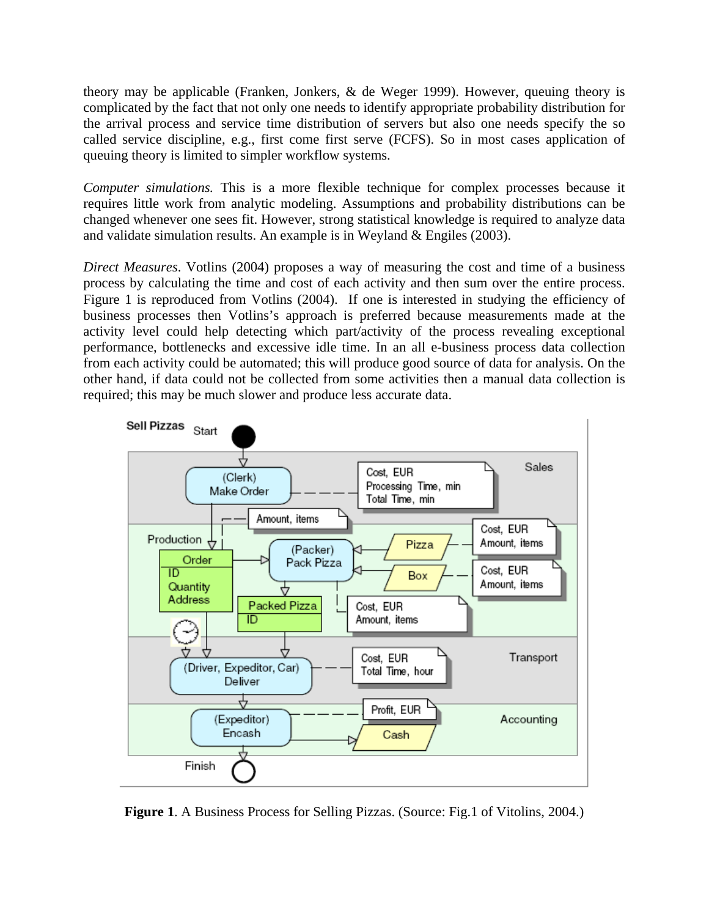theory may be applicable (Franken, Jonkers, & de Weger 1999). However, queuing theory is complicated by the fact that not only one needs to identify appropriate probability distribution for the arrival process and service time distribution of servers but also one needs specify the so called service discipline, e.g., first come first serve (FCFS). So in most cases application of queuing theory is limited to simpler workflow systems.

*Computer simulations.* This is a more flexible technique for complex processes because it requires little work from analytic modeling. Assumptions and probability distributions can be changed whenever one sees fit. However, strong statistical knowledge is required to analyze data and validate simulation results. An example is in Weyland & Engiles (2003).

*Direct Measures*. Votlins (2004) proposes a way of measuring the cost and time of a business process by calculating the time and cost of each activity and then sum over the entire process. Figure 1 is reproduced from Votlins (2004). If one is interested in studying the efficiency of business processes then Votlins's approach is preferred because measurements made at the activity level could help detecting which part/activity of the process revealing exceptional performance, bottlenecks and excessive idle time. In an all e-business process data collection from each activity could be automated; this will produce good source of data for analysis. On the other hand, if data could not be collected from some activities then a manual data collection is required; this may be much slower and produce less accurate data.

**Figure 1**. A Business Process for Selling Pizzas. (Source: Fig.1 of Vitolins, 2004.)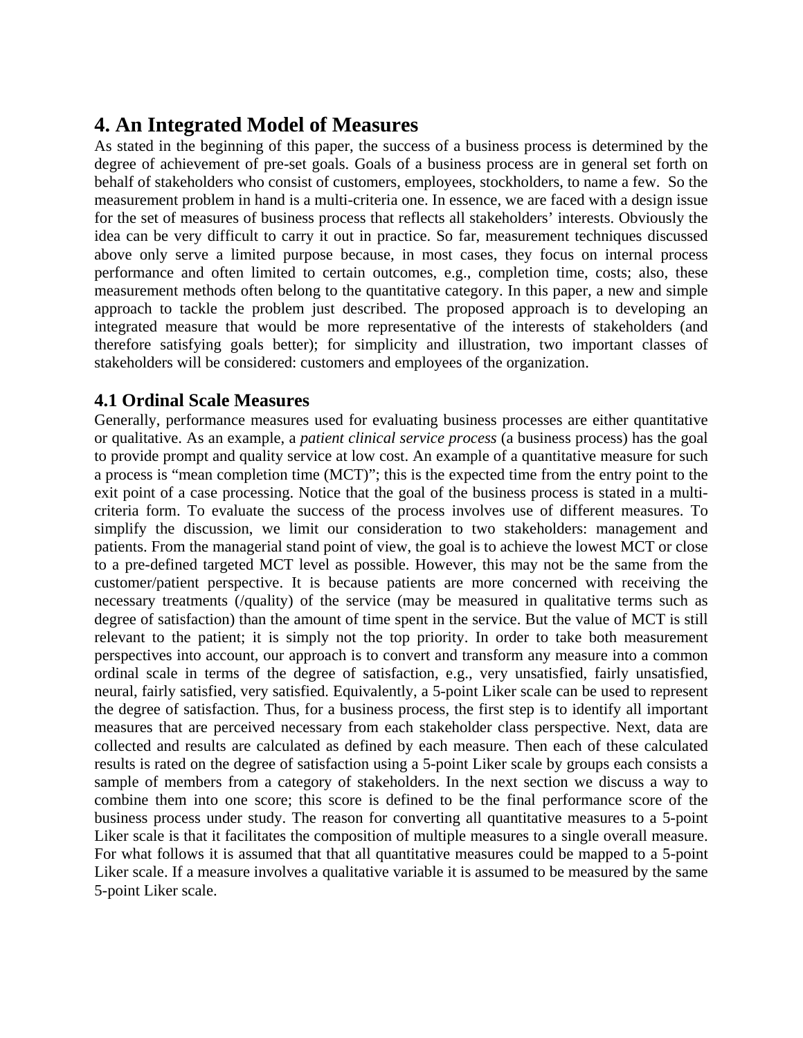# 4. An Integrated Model of Measures

As stated in the beginning of this paper, the success of a business process is determined by the degree of achievement of pre-set goals. Goals of a business process are in general set forth on behalf of stakeholders who consist of customers, employees, stockholders, to name a few. So the measurement problem in hand is a multi-criteria one. In essence, we are faced with a design issue for the set of measures of business process that reflects all stakeholders' interests. Obviously the idea can be very difficult to carry it out in practice. So far, measurement techniques discussed above only serve a limited purpose because, in most cases, they focus on internal process performance and often limited to certain outcomes, e.g., completion time, costs; also, these measurement methods often belong to the quantitative category. In this paper, a new and simple approach to tackle the problem just described. The proposed approach is to developing an integrated measure that would be more representative of the interests of stakeholders (and therefore satisfying goals better); for simplicity and illustration, two important classes of stakeholders will be considered: customers and employees of the organization.

## 4.1 Ordinal Scale Measures

Generally, performance measures used for evaluating business processes are either quantitative or qualitative. As an example, a *patient clinical service process* (a business process) has the goal to provide prompt and quality service at low cost. An example of a quantitative measure for such a process is "mean completion time (MCT)"; this is the expected time from the entry point to the exit point of a case processing. Notice that the goal of the business process is stated in a multi-criteria form. To evaluate the success of the process involves use of different measures. To simplify the discussion, we limit our consideration to two stakeholders: management and patients. From the managerial stand point of view, the goal is to achieve the lowest MCT or close to a pre-defined targeted MCT level as possible. However, this may not be the same from the customer/patient perspective. It is because patients are more concerned with receiving the necessary treatments (/quality) of the service (may be measured in qualitative terms such as degree of satisfaction) than the amount of time spent in the service. But the value of MCT is still relevant to the patient; it is simply not the top priority. In order to take both measurement perspectives into account, our approach is to convert and transform any measure into a common ordinal scale in terms of the degree of satisfaction, e.g., very unsatisfied, fairly unsatisfied, neural, fairly satisfied, very satisfied. Equivalently, a 5-point Liker scale can be used to represent the degree of satisfaction. Thus, for a business process, the first step is to identify all important measures that are perceived necessary from each stakeholder class perspective. Next, data are collected and results are calculated as defined by each measure. Then each of these calculated results is rated on the degree of satisfaction using a 5-point Liker scale by groups each consists a sample of members from a category of stakeholders. In the next section we discuss a way to combine them into one score; this score is defined to be the final performance score of the business process under study. The reason for converting all quantitative measures to a 5-point Liker scale is that it facilitates the composition of multiple measures to a single overall measure. For what follows it is assumed that that all quantitative measures could be mapped to a 5-point Liker scale. If a measure involves a qualitative variable it is assumed to be measured by the same 5-point Liker scale.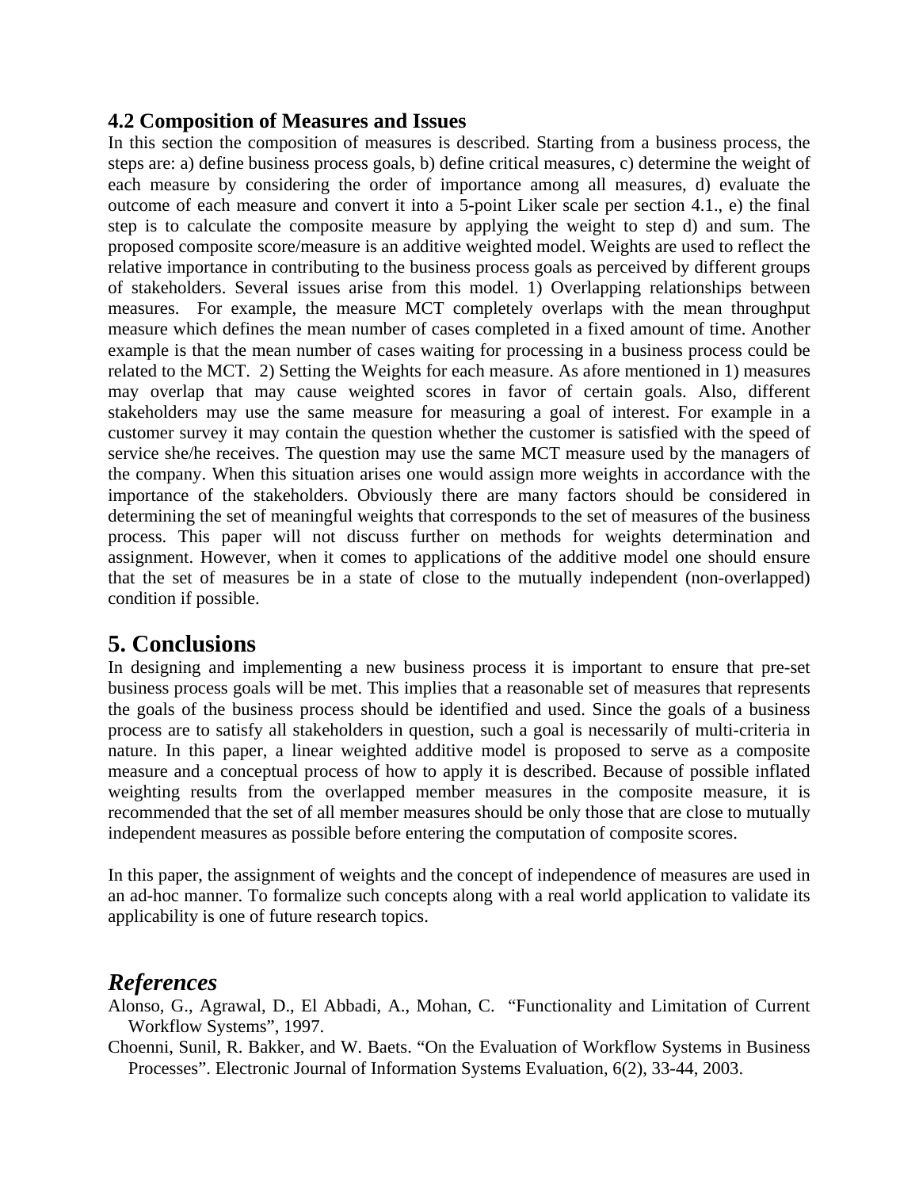### 4.2 Composition of Measures and Issues

In this section the composition of measures is described. Starting from a business process, the steps are: a) define business process goals, b) define critical measures, c) determine the weight of each measure by considering the order of importance among all measures, d) evaluate the outcome of each measure and convert it into a 5-point Liker scale per section 4.1., e) the final step is to calculate the composite measure by applying the weight to step d) and sum. The proposed composite score/measure is an additive weighted model. Weights are used to reflect the relative importance in contributing to the business process goals as perceived by different groups of stakeholders. Several issues arise from this model. 1) Overlapping relationships between measures. For example, the measure MCT completely overlaps with the mean throughput measure which defines the mean number of cases completed in a fixed amount of time. Another example is that the mean number of cases waiting for processing in a business process could be related to the MCT. 2) Setting the Weights for each measure. As afore mentioned in 1) measures may overlap that may cause weighted scores in favor of certain goals. Also, different stakeholders may use the same measure for measuring a goal of interest. For example in a customer survey it may contain the question whether the customer is satisfied with the speed of service she/he receives. The question may use the same MCT measure used by the managers of the company. When this situation arises one would assign more weights in accordance with the importance of the stakeholders. Obviously there are many factors should be considered in determining the set of meaningful weights that corresponds to the set of measures of the business process. This paper will not discuss further on methods for weights determination and assignment. However, when it comes to applications of the additive model one should ensure that the set of measures be in a state of close to the mutually independent (non-overlapped) condition if possible.

## 5. Conclusions

In designing and implementing a new business process it is important to ensure that pre-set business process goals will be met. This implies that a reasonable set of measures that represents the goals of the business process should be identified and used. Since the goals of a business process are to satisfy all stakeholders in question, such a goal is necessarily of multi-criteria in nature. In this paper, a linear weighted additive model is proposed to serve as a composite measure and a conceptual process of how to apply it is described. Because of possible inflated weighting results from the overlapped member measures in the composite measure, it is recommended that the set of all member measures should be only those that are close to mutually independent measures as possible before entering the computation of composite scores.

In this paper, the assignment of weights and the concept of independence of measures are used in an ad-hoc manner. To formalize such concepts along with a real world application to validate its applicability is one of future research topics.

## *References*

Alonso, G., Agrawal, D., El Abbadi, A., Mohan, C. "Functionality and Limitation of Current Workflow Systems", 1997.

Choenni, Sunil, R. Bakker, and W. Baets. "On the Evaluation of Workflow Systems in Business Processes". Electronic Journal of Information Systems Evaluation, 6(2), 33-44, 2003.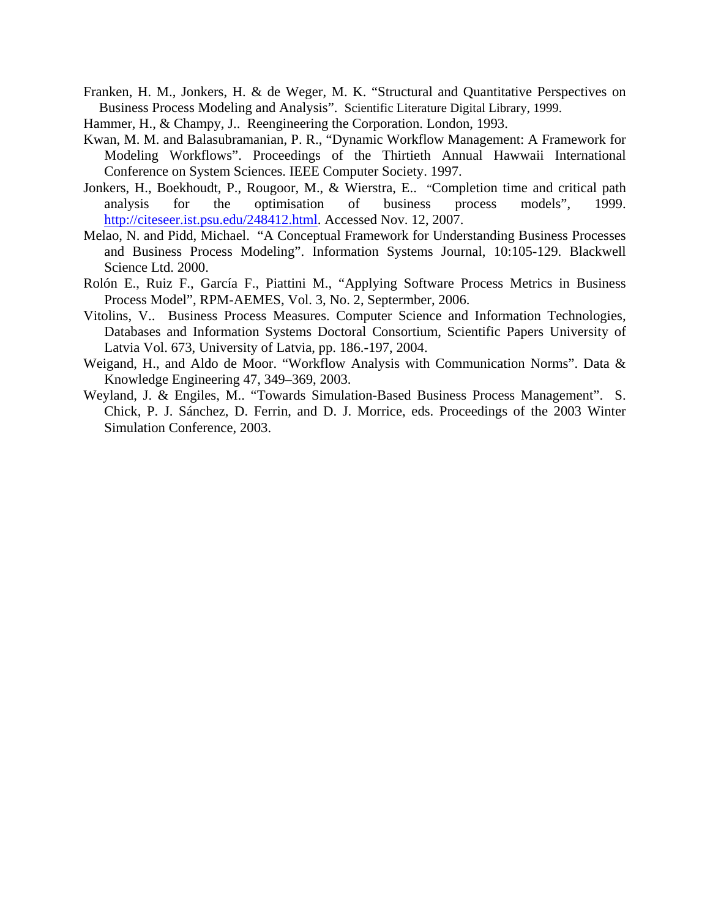Franken, H. M., Jonkers, H. & de Weger, M. K. "Structural and Quantitative Perspectives on Business Process Modeling and Analysis". Scientific Literature Digital Library, 1999.

Hammer, H., & Champy, J.. Reengineering the Corporation. London, 1993.

Kwan, M. M. and Balasubramanian, P. R., "Dynamic Workflow Management: A Framework for Modeling Workflows". Proceedings of the Thirtieth Annual Hawwaii International Conference on System Sciences. IEEE Computer Society. 1997.

Jonkers, H., Boekhoudt, P., Rougoor, M., & Wierstra, E.. "Completion time and critical path analysis for the optimisation of business process models", 1999. http://citeseer.ist.psu.edu/248412.html. Accessed Nov. 12, 2007.

Melao, N. and Pidd, Michael. "A Conceptual Framework for Understanding Business Processes and Business Process Modeling". Information Systems Journal, 10:105-129. Blackwell Science Ltd. 2000.

Rolón E., Ruiz F., García F., Piattini M., "Applying Software Process Metrics in Business Process Model", RPM-AEMES, Vol. 3, No. 2, Septermber, 2006.

Vitolins, V.. Business Process Measures. Computer Science and Information Technologies, Databases and Information Systems Doctoral Consortium, Scientific Papers University of Latvia Vol. 673, University of Latvia, pp. 186.-197, 2004.

Weigand, H., and Aldo de Moor. "Workflow Analysis with Communication Norms". Data & Knowledge Engineering 47, 349–369, 2003.

Weyland, J. & Engiles, M.. "Towards Simulation-Based Business Process Management". S. Chick, P. J. Sánchez, D. Ferrin, and D. J. Morrice, eds. Proceedings of the 2003 Winter Simulation Conference, 2003.